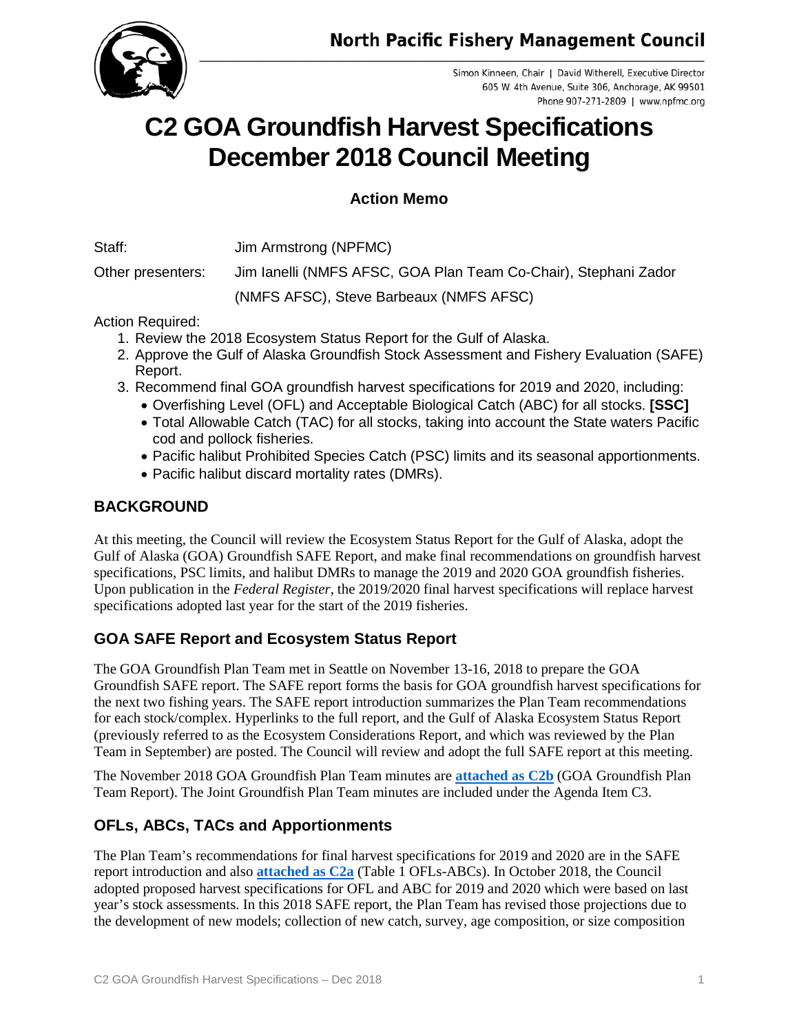North Pacific Fishery Management Council

Simon Kinneen, Chair | David Witherell, Executive Director
605 W. 4th Avenue, Suite 306, Anchorage, AK 99501
Phone 907-271-2809 | www.npfmc.org

# C2 GOA Groundfish Harvest Specifications December 2018 Council Meeting

### Action Memo

Staff: Jim Armstrong (NPFMC)

Other presenters: Jim Ianelli (NMFS AFSC, GOA Plan Team Co-Chair), Stephani Zador (NMFS AFSC), Steve Barbeaux (NMFS AFSC)

Action Required:

1. Review the 2018 Ecosystem Status Report for the Gulf of Alaska.
2. Approve the Gulf of Alaska Groundfish Stock Assessment and Fishery Evaluation (SAFE) Report.
3. Recommend final GOA groundfish harvest specifications for 2019 and 2020, including:
   - Overfishing Level (OFL) and Acceptable Biological Catch (ABC) for all stocks. **[SSC]**
   - Total Allowable Catch (TAC) for all stocks, taking into account the State waters Pacific cod and pollock fisheries.
   - Pacific halibut Prohibited Species Catch (PSC) limits and its seasonal apportionments.
   - Pacific halibut discard mortality rates (DMRs).

## BACKGROUND

At this meeting, the Council will review the Ecosystem Status Report for the Gulf of Alaska, adopt the Gulf of Alaska (GOA) Groundfish SAFE Report, and make final recommendations on groundfish harvest specifications, PSC limits, and halibut DMRs to manage the 2019 and 2020 GOA groundfish fisheries. Upon publication in the *Federal Register*, the 2019/2020 final harvest specifications will replace harvest specifications adopted last year for the start of the 2019 fisheries.

### GOA SAFE Report and Ecosystem Status Report

The GOA Groundfish Plan Team met in Seattle on November 13-16, 2018 to prepare the GOA Groundfish SAFE report. The SAFE report forms the basis for GOA groundfish harvest specifications for the next two fishing years. The SAFE report introduction summarizes the Plan Team recommendations for each stock/complex. Hyperlinks to the full report, and the Gulf of Alaska Ecosystem Status Report (previously referred to as the Ecosystem Considerations Report, and which was reviewed by the Plan Team in September) are posted. The Council will review and adopt the full SAFE report at this meeting.

The November 2018 GOA Groundfish Plan Team minutes are **attached as C2b** (GOA Groundfish Plan Team Report). The Joint Groundfish Plan Team minutes are included under the Agenda Item C3.

### OFLs, ABCs, TACs and Apportionments

The Plan Team's recommendations for final harvest specifications for 2019 and 2020 are in the SAFE report introduction and also **attached as C2a** (Table 1 OFLs-ABCs). In October 2018, the Council adopted proposed harvest specifications for OFL and ABC for 2019 and 2020 which were based on last year's stock assessments. In this 2018 SAFE report, the Plan Team has revised those projections due to the development of new models; collection of new catch, survey, age composition, or size composition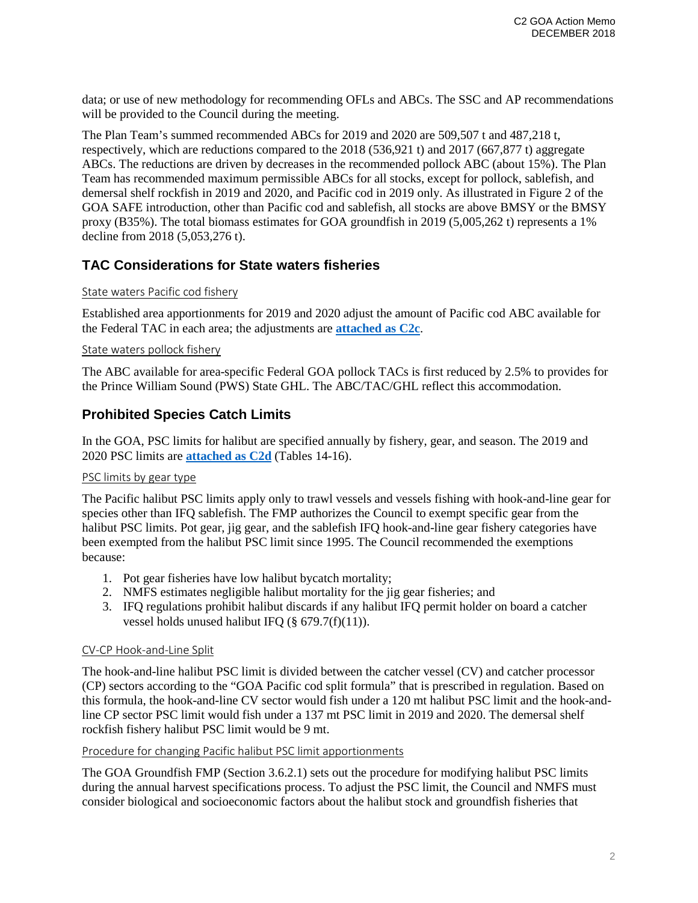data; or use of new methodology for recommending OFLs and ABCs. The SSC and AP recommendations will be provided to the Council during the meeting.

The Plan Team's summed recommended ABCs for 2019 and 2020 are 509,507 t and 487,218 t, respectively, which are reductions compared to the 2018 (536,921 t) and 2017 (667,877 t) aggregate ABCs. The reductions are driven by decreases in the recommended pollock ABC (about 15%). The Plan Team has recommended maximum permissible ABCs for all stocks, except for pollock, sablefish, and demersal shelf rockfish in 2019 and 2020, and Pacific cod in 2019 only. As illustrated in Figure 2 of the GOA SAFE introduction, other than Pacific cod and sablefish, all stocks are above BMSY or the BMSY proxy (B35%). The total biomass estimates for GOA groundfish in 2019 (5,005,262 t) represents a 1% decline from 2018 (5,053,276 t).

## TAC Considerations for State waters fisheries

### State waters Pacific cod fishery

Established area apportionments for 2019 and 2020 adjust the amount of Pacific cod ABC available for the Federal TAC in each area; the adjustments are **attached as C2c**.

### State waters pollock fishery

The ABC available for area-specific Federal GOA pollock TACs is first reduced by 2.5% to provides for the Prince William Sound (PWS) State GHL. The ABC/TAC/GHL reflect this accommodation.

## Prohibited Species Catch Limits

In the GOA, PSC limits for halibut are specified annually by fishery, gear, and season. The 2019 and 2020 PSC limits are **attached as C2d** (Tables 14-16).

### PSC limits by gear type

The Pacific halibut PSC limits apply only to trawl vessels and vessels fishing with hook-and-line gear for species other than IFQ sablefish. The FMP authorizes the Council to exempt specific gear from the halibut PSC limits. Pot gear, jig gear, and the sablefish IFQ hook-and-line gear fishery categories have been exempted from the halibut PSC limit since 1995. The Council recommended the exemptions because:

1. Pot gear fisheries have low halibut bycatch mortality;
2. NMFS estimates negligible halibut mortality for the jig gear fisheries; and
3. IFQ regulations prohibit halibut discards if any halibut IFQ permit holder on board a catcher vessel holds unused halibut IFQ (§ 679.7(f)(11)).

### CV-CP Hook-and-Line Split

The hook-and-line halibut PSC limit is divided between the catcher vessel (CV) and catcher processor (CP) sectors according to the "GOA Pacific cod split formula" that is prescribed in regulation. Based on this formula, the hook-and-line CV sector would fish under a 120 mt halibut PSC limit and the hook-and-line CP sector PSC limit would fish under a 137 mt PSC limit in 2019 and 2020. The demersal shelf rockfish fishery halibut PSC limit would be 9 mt.

### Procedure for changing Pacific halibut PSC limit apportionments

The GOA Groundfish FMP (Section 3.6.2.1) sets out the procedure for modifying halibut PSC limits during the annual harvest specifications process. To adjust the PSC limit, the Council and NMFS must consider biological and socioeconomic factors about the halibut stock and groundfish fisheries that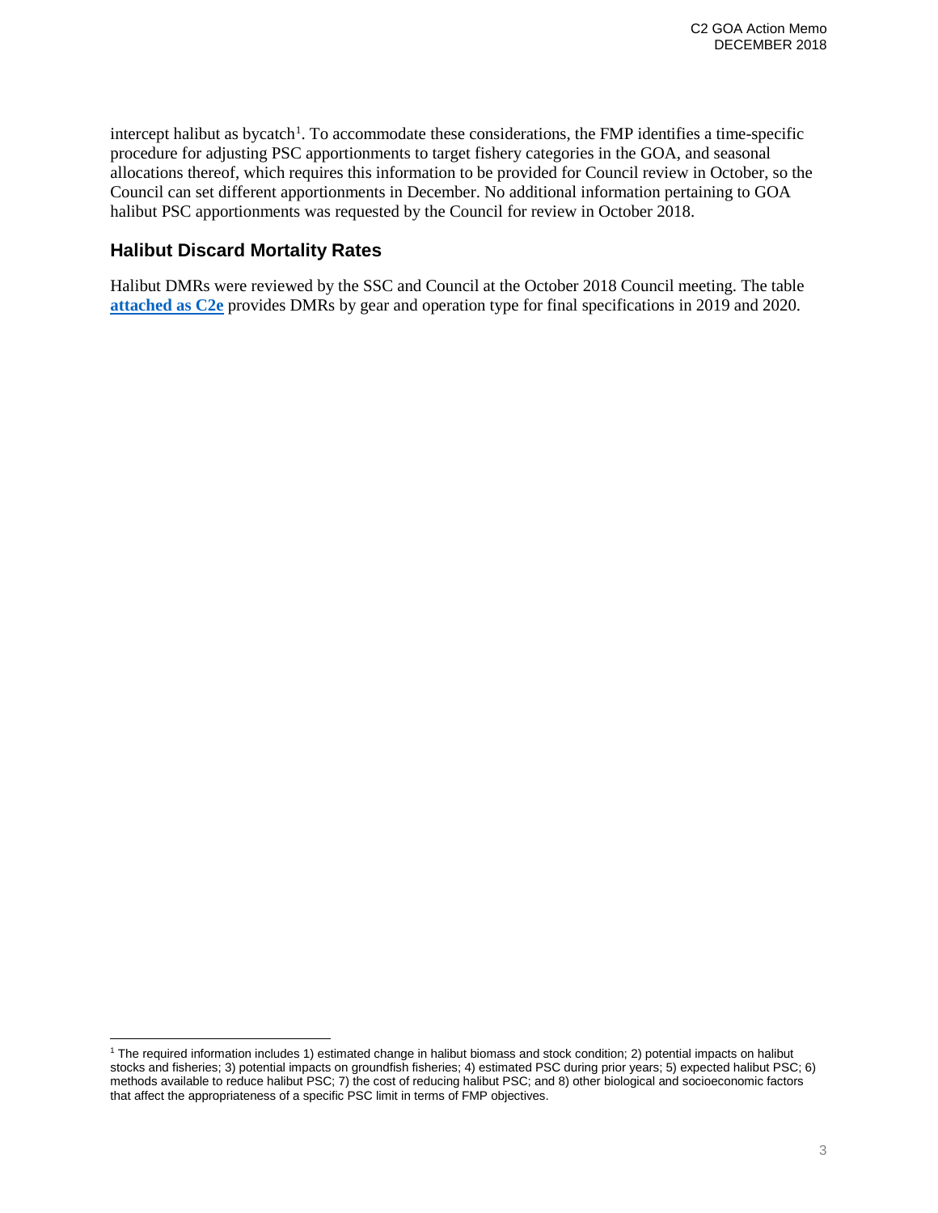intercept halibut as bycatch[1]. To accommodate these considerations, the FMP identifies a time-specific procedure for adjusting PSC apportionments to target fishery categories in the GOA, and seasonal allocations thereof, which requires this information to be provided for Council review in October, so the Council can set different apportionments in December. No additional information pertaining to GOA halibut PSC apportionments was requested by the Council for review in October 2018.

## Halibut Discard Mortality Rates

Halibut DMRs were reviewed by the SSC and Council at the October 2018 Council meeting. The table **attached as C2e** provides DMRs by gear and operation type for final specifications in 2019 and 2020.

[1] The required information includes 1) estimated change in halibut biomass and stock condition; 2) potential impacts on halibut stocks and fisheries; 3) potential impacts on groundfish fisheries; 4) estimated PSC during prior years; 5) expected halibut PSC; 6) methods available to reduce halibut PSC; 7) the cost of reducing halibut PSC; and 8) other biological and socioeconomic factors that affect the appropriateness of a specific PSC limit in terms of FMP objectives.